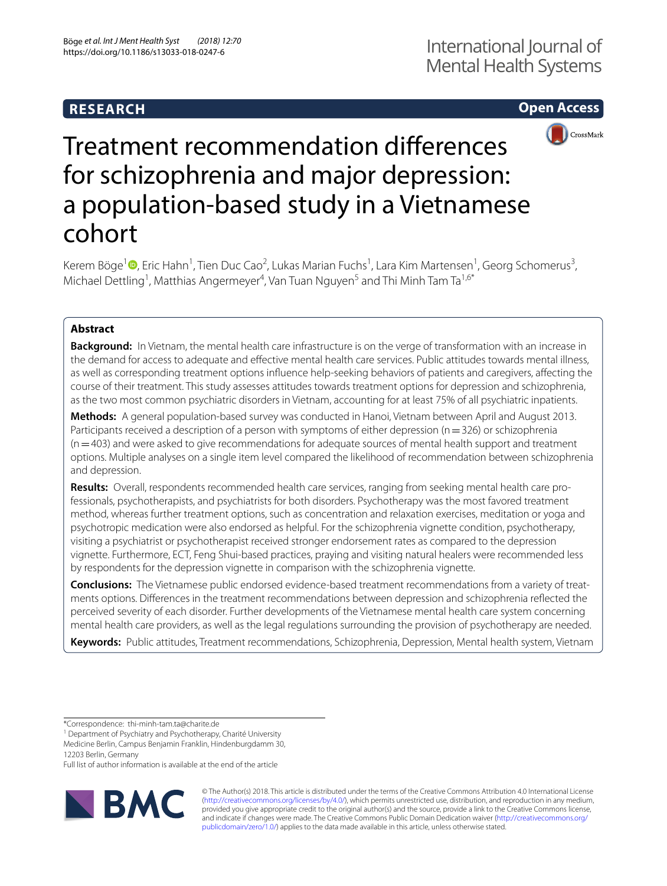**RESEARCH** **Open Access**

# Treatment recommendation differences for schizophrenia and major depression: a population-based study in a Vietnamese cohort

Kerem Böge[1], Eric Hahn[1], Tien Duc Cao[2], Lukas Marian Fuchs[1], Lara Kim Martensen[1], Georg Schomerus[3], Michael Dettling[1], Matthias Angermeyer[4], Van Tuan Nguyen[5] and Thi Minh Tam Ta[1,6*]

## Abstract

**Background:** In Vietnam, the mental health care infrastructure is on the verge of transformation with an increase in the demand for access to adequate and effective mental health care services. Public attitudes towards mental illness, as well as corresponding treatment options influence help-seeking behaviors of patients and caregivers, affecting the course of their treatment. This study assesses attitudes towards treatment options for depression and schizophrenia, as the two most common psychiatric disorders in Vietnam, accounting for at least 75% of all psychiatric inpatients.

**Methods:** A general population-based survey was conducted in Hanoi, Vietnam between April and August 2013. Participants received a description of a person with symptoms of either depression (n = 326) or schizophrenia (n = 403) and were asked to give recommendations for adequate sources of mental health support and treatment options. Multiple analyses on a single item level compared the likelihood of recommendation between schizophrenia and depression.

**Results:** Overall, respondents recommended health care services, ranging from seeking mental health care professionals, psychotherapists, and psychiatrists for both disorders. Psychotherapy was the most favored treatment method, whereas further treatment options, such as concentration and relaxation exercises, meditation or yoga and psychotropic medication were also endorsed as helpful. For the schizophrenia vignette condition, psychotherapy, visiting a psychiatrist or psychotherapist received stronger endorsement rates as compared to the depression vignette. Furthermore, ECT, Feng Shui-based practices, praying and visiting natural healers were recommended less by respondents for the depression vignette in comparison with the schizophrenia vignette.

**Conclusions:** The Vietnamese public endorsed evidence-based treatment recommendations from a variety of treatments options. Differences in the treatment recommendations between depression and schizophrenia reflected the perceived severity of each disorder. Further developments of the Vietnamese mental health care system concerning mental health care providers, as well as the legal regulations surrounding the provision of psychotherapy are needed.

**Keywords:** Public attitudes, Treatment recommendations, Schizophrenia, Depression, Mental health system, Vietnam

*Correspondence: thi-minh-tam.ta@charite.de
[1] Department of Psychiatry and Psychotherapy, Charité University Medicine Berlin, Campus Benjamin Franklin, Hindenburgdamm 30, 12203 Berlin, Germany
Full list of author information is available at the end of the article

© The Author(s) 2018. This article is distributed under the terms of the Creative Commons Attribution 4.0 International License (http://creativecommons.org/licenses/by/4.0/), which permits unrestricted use, distribution, and reproduction in any medium, provided you give appropriate credit to the original author(s) and the source, provide a link to the Creative Commons license, and indicate if changes were made. The Creative Commons Public Domain Dedication waiver (http://creativecommons.org/publicdomain/zero/1.0/) applies to the data made available in this article, unless otherwise stated.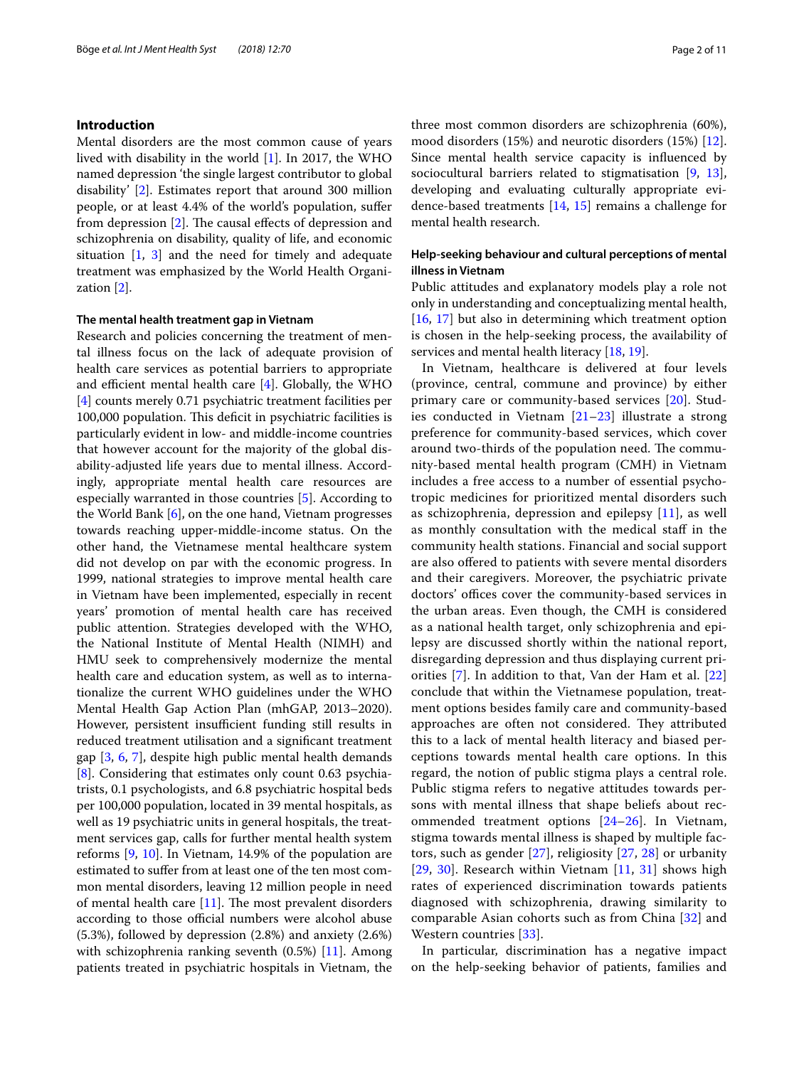## Introduction

Mental disorders are the most common cause of years lived with disability in the world [1]. In 2017, the WHO named depression 'the single largest contributor to global disability' [2]. Estimates report that around 300 million people, or at least 4.4% of the world's population, suffer from depression [2]. The causal effects of depression and schizophrenia on disability, quality of life, and economic situation [1, 3] and the need for timely and adequate treatment was emphasized by the World Health Organization [2].

### The mental health treatment gap in Vietnam

Research and policies concerning the treatment of mental illness focus on the lack of adequate provision of health care services as potential barriers to appropriate and efficient mental health care [4]. Globally, the WHO [4] counts merely 0.71 psychiatric treatment facilities per 100,000 population. This deficit in psychiatric facilities is particularly evident in low- and middle-income countries that however account for the majority of the global disability-adjusted life years due to mental illness. Accordingly, appropriate mental health care resources are especially warranted in those countries [5]. According to the World Bank [6], on the one hand, Vietnam progresses towards reaching upper-middle-income status. On the other hand, the Vietnamese mental healthcare system did not develop on par with the economic progress. In 1999, national strategies to improve mental health care in Vietnam have been implemented, especially in recent years' promotion of mental health care has received public attention. Strategies developed with the WHO, the National Institute of Mental Health (NIMH) and HMU seek to comprehensively modernize the mental health care and education system, as well as to internationalize the current WHO guidelines under the WHO Mental Health Gap Action Plan (mhGAP, 2013–2020). However, persistent insufficient funding still results in reduced treatment utilisation and a significant treatment gap [3, 6, 7], despite high public mental health demands [8]. Considering that estimates only count 0.63 psychiatrists, 0.1 psychologists, and 6.8 psychiatric hospital beds per 100,000 population, located in 39 mental hospitals, as well as 19 psychiatric units in general hospitals, the treatment services gap, calls for further mental health system reforms [9, 10]. In Vietnam, 14.9% of the population are estimated to suffer from at least one of the ten most common mental disorders, leaving 12 million people in need of mental health care [11]. The most prevalent disorders according to those official numbers were alcohol abuse (5.3%), followed by depression (2.8%) and anxiety (2.6%) with schizophrenia ranking seventh (0.5%) [11]. Among patients treated in psychiatric hospitals in Vietnam, the three most common disorders are schizophrenia (60%), mood disorders (15%) and neurotic disorders (15%) [12]. Since mental health service capacity is influenced by sociocultural barriers related to stigmatisation [9, 13], developing and evaluating culturally appropriate evidence-based treatments [14, 15] remains a challenge for mental health research.

### Help-seeking behaviour and cultural perceptions of mental illness in Vietnam

Public attitudes and explanatory models play a role not only in understanding and conceptualizing mental health, [16, 17] but also in determining which treatment option is chosen in the help-seeking process, the availability of services and mental health literacy [18, 19].

In Vietnam, healthcare is delivered at four levels (province, central, commune and province) by either primary care or community-based services [20]. Studies conducted in Vietnam [21–23] illustrate a strong preference for community-based services, which cover around two-thirds of the population need. The community-based mental health program (CMH) in Vietnam includes a free access to a number of essential psychotropic medicines for prioritized mental disorders such as schizophrenia, depression and epilepsy [11], as well as monthly consultation with the medical staff in the community health stations. Financial and social support are also offered to patients with severe mental disorders and their caregivers. Moreover, the psychiatric private doctors' offices cover the community-based services in the urban areas. Even though, the CMH is considered as a national health target, only schizophrenia and epilepsy are discussed shortly within the national report, disregarding depression and thus displaying current priorities [7]. In addition to that, Van der Ham et al. [22] conclude that within the Vietnamese population, treatment options besides family care and community-based approaches are often not considered. They attributed this to a lack of mental health literacy and biased perceptions towards mental health care options. In this regard, the notion of public stigma plays a central role. Public stigma refers to negative attitudes towards persons with mental illness that shape beliefs about recommended treatment options [24–26]. In Vietnam, stigma towards mental illness is shaped by multiple factors, such as gender [27], religiosity [27, 28] or urbanity [29, 30]. Research within Vietnam [11, 31] shows high rates of experienced discrimination towards patients diagnosed with schizophrenia, drawing similarity to comparable Asian cohorts such as from China [32] and Western countries [33].

In particular, discrimination has a negative impact on the help-seeking behavior of patients, families and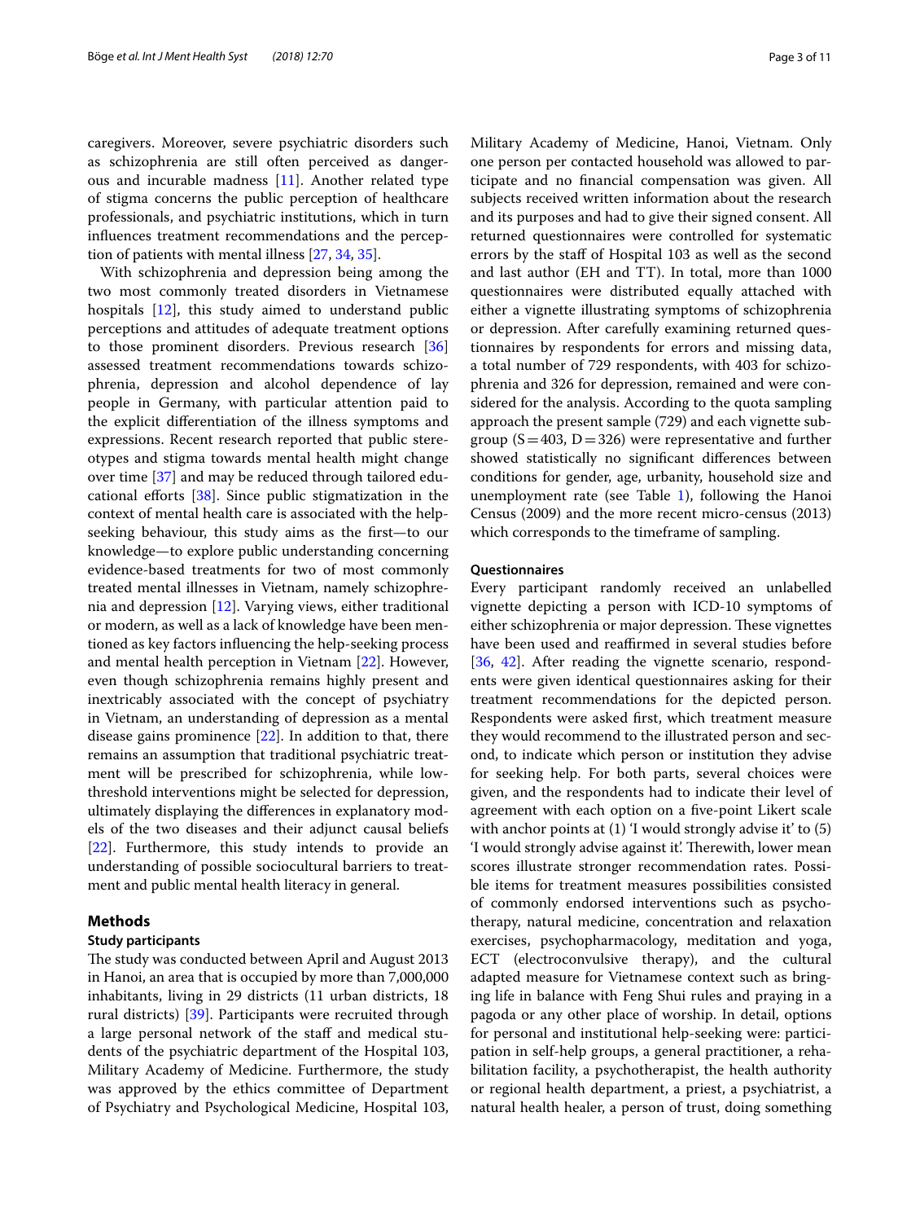caregivers. Moreover, severe psychiatric disorders such as schizophrenia are still often perceived as dangerous and incurable madness [11]. Another related type of stigma concerns the public perception of healthcare professionals, and psychiatric institutions, which in turn influences treatment recommendations and the perception of patients with mental illness [27, 34, 35].

With schizophrenia and depression being among the two most commonly treated disorders in Vietnamese hospitals [12], this study aimed to understand public perceptions and attitudes of adequate treatment options to those prominent disorders. Previous research [36] assessed treatment recommendations towards schizophrenia, depression and alcohol dependence of lay people in Germany, with particular attention paid to the explicit differentiation of the illness symptoms and expressions. Recent research reported that public stereotypes and stigma towards mental health might change over time [37] and may be reduced through tailored educational efforts [38]. Since public stigmatization in the context of mental health care is associated with the help-seeking behaviour, this study aims as the first—to our knowledge—to explore public understanding concerning evidence-based treatments for two of most commonly treated mental illnesses in Vietnam, namely schizophrenia and depression [12]. Varying views, either traditional or modern, as well as a lack of knowledge have been mentioned as key factors influencing the help-seeking process and mental health perception in Vietnam [22]. However, even though schizophrenia remains highly present and inextricably associated with the concept of psychiatry in Vietnam, an understanding of depression as a mental disease gains prominence [22]. In addition to that, there remains an assumption that traditional psychiatric treatment will be prescribed for schizophrenia, while low-threshold interventions might be selected for depression, ultimately displaying the differences in explanatory models of the two diseases and their adjunct causal beliefs [22]. Furthermore, this study intends to provide an understanding of possible sociocultural barriers to treatment and public mental health literacy in general.

## Methods

### Study participants

The study was conducted between April and August 2013 in Hanoi, an area that is occupied by more than 7,000,000 inhabitants, living in 29 districts (11 urban districts, 18 rural districts) [39]. Participants were recruited through a large personal network of the staff and medical students of the psychiatric department of the Hospital 103, Military Academy of Medicine. Furthermore, the study was approved by the ethics committee of Department of Psychiatry and Psychological Medicine, Hospital 103, Military Academy of Medicine, Hanoi, Vietnam. Only one person per contacted household was allowed to participate and no financial compensation was given. All subjects received written information about the research and its purposes and had to give their signed consent. All returned questionnaires were controlled for systematic errors by the staff of Hospital 103 as well as the second and last author (EH and TT). In total, more than 1000 questionnaires were distributed equally attached with either a vignette illustrating symptoms of schizophrenia or depression. After carefully examining returned questionnaires by respondents for errors and missing data, a total number of 729 respondents, with 403 for schizophrenia and 326 for depression, remained and were considered for the analysis. According to the quota sampling approach the present sample (729) and each vignette subgroup (S = 403, D = 326) were representative and further showed statistically no significant differences between conditions for gender, age, urbanity, household size and unemployment rate (see Table 1), following the Hanoi Census (2009) and the more recent micro-census (2013) which corresponds to the timeframe of sampling.

### Questionnaires

Every participant randomly received an unlabelled vignette depicting a person with ICD-10 symptoms of either schizophrenia or major depression. These vignettes have been used and reaffirmed in several studies before [36, 42]. After reading the vignette scenario, respondents were given identical questionnaires asking for their treatment recommendations for the depicted person. Respondents were asked first, which treatment measure they would recommend to the illustrated person and second, to indicate which person or institution they advise for seeking help. For both parts, several choices were given, and the respondents had to indicate their level of agreement with each option on a five-point Likert scale with anchor points at (1) 'I would strongly advise it' to (5) 'I would strongly advise against it'. Therewith, lower mean scores illustrate stronger recommendation rates. Possible items for treatment measures possibilities consisted of commonly endorsed interventions such as psychotherapy, natural medicine, concentration and relaxation exercises, psychopharmacology, meditation and yoga, ECT (electroconvulsive therapy), and the cultural adapted measure for Vietnamese context such as bringing life in balance with Feng Shui rules and praying in a pagoda or any other place of worship. In detail, options for personal and institutional help-seeking were: participation in self-help groups, a general practitioner, a rehabilitation facility, a psychotherapist, the health authority or regional health department, a priest, a psychiatrist, a natural health healer, a person of trust, doing something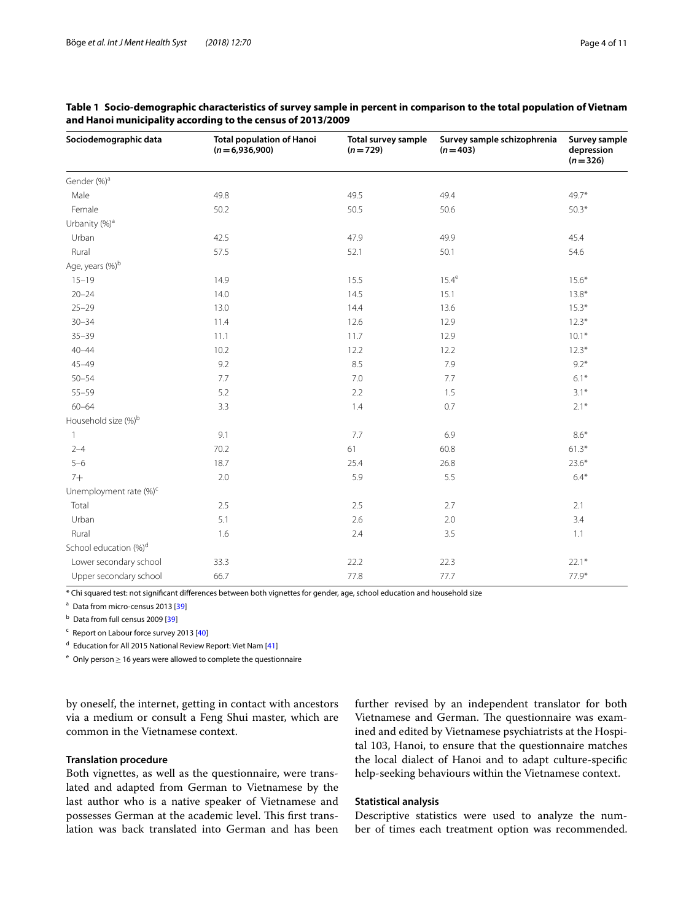**Table 1 Socio-demographic characteristics of survey sample in percent in comparison to the total population of Vietnam and Hanoi municipality according to the census of 2013/2009**

| Sociodemographic data | Total population of Hanoi (*n* = 6,936,900) | Total survey sample (*n* = 729) | Survey sample schizophrenia (*n* = 403) | Survey sample depression (*n* = 326) |
|---|---|---|---|---|
| Gender (%)[a] | | | | |
| Male | 49.8 | 49.5 | 49.4 | 49.7* |
| Female | 50.2 | 50.5 | 50.6 | 50.3* |
| Urbanity (%)[a] | | | | |
| Urban | 42.5 | 47.9 | 49.9 | 45.4 |
| Rural | 57.5 | 52.1 | 50.1 | 54.6 |
| Age, years (%)[b] | | | | |
| 15–19 | 14.9 | 15.5 | 15.4[e] | 15.6* |
| 20–24 | 14.0 | 14.5 | 15.1 | 13.8* |
| 25–29 | 13.0 | 14.4 | 13.6 | 15.3* |
| 30–34 | 11.4 | 12.6 | 12.9 | 12.3* |
| 35–39 | 11.1 | 11.7 | 12.9 | 10.1* |
| 40–44 | 10.2 | 12.2 | 12.2 | 12.3* |
| 45–49 | 9.2 | 8.5 | 7.9 | 9.2* |
| 50–54 | 7.7 | 7.0 | 7.7 | 6.1* |
| 55–59 | 5.2 | 2.2 | 1.5 | 3.1* |
| 60–64 | 3.3 | 1.4 | 0.7 | 2.1* |
| Household size (%)[b] | | | | |
| 1 | 9.1 | 7.7 | 6.9 | 8.6* |
| 2–4 | 70.2 | 61 | 60.8 | 61.3* |
| 5–6 | 18.7 | 25.4 | 26.8 | 23.6* |
| 7+ | 2.0 | 5.9 | 5.5 | 6.4* |
| Unemployment rate (%)[c] | | | | |
| Total | 2.5 | 2.5 | 2.7 | 2.1 |
| Urban | 5.1 | 2.6 | 2.0 | 3.4 |
| Rural | 1.6 | 2.4 | 3.5 | 1.1 |
| School education (%)[d] | | | | |
| Lower secondary school | 33.3 | 22.2 | 22.3 | 22.1* |
| Upper secondary school | 66.7 | 77.8 | 77.7 | 77.9* |

* Chi squared test: not significant differences between both vignettes for gender, age, school education and household size

[a] Data from micro-census 2013 [39]

[b] Data from full census 2009 [39]

[c] Report on Labour force survey 2013 [40]

[d] Education for All 2015 National Review Report: Viet Nam [41]

[e] Only person ≥ 16 years were allowed to complete the questionnaire

by oneself, the internet, getting in contact with ancestors via a medium or consult a Feng Shui master, which are common in the Vietnamese context.

### Translation procedure

Both vignettes, as well as the questionnaire, were translated and adapted from German to Vietnamese by the last author who is a native speaker of Vietnamese and possesses German at the academic level. This first translation was back translated into German and has been further revised by an independent translator for both Vietnamese and German. The questionnaire was examined and edited by Vietnamese psychiatrists at the Hospital 103, Hanoi, to ensure that the questionnaire matches the local dialect of Hanoi and to adapt culture-specific help-seeking behaviours within the Vietnamese context.

### Statistical analysis

Descriptive statistics were used to analyze the number of times each treatment option was recommended.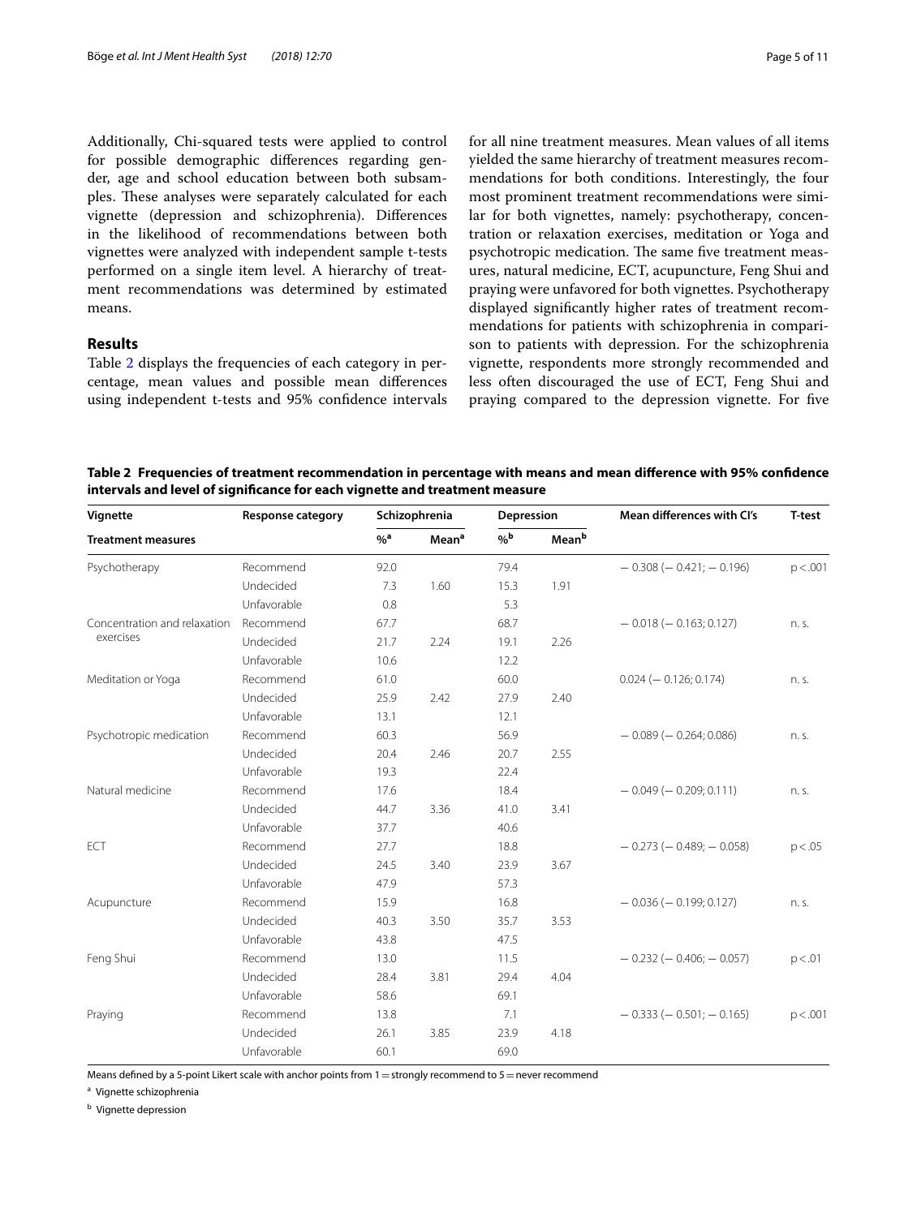Additionally, Chi-squared tests were applied to control for possible demographic differences regarding gender, age and school education between both subsamples. These analyses were separately calculated for each vignette (depression and schizophrenia). Differences in the likelihood of recommendations between both vignettes were analyzed with independent sample t-tests performed on a single item level. A hierarchy of treatment recommendations was determined by estimated means.

## Results

Table 2 displays the frequencies of each category in percentage, mean values and possible mean differences using independent t-tests and 95% confidence intervals for all nine treatment measures. Mean values of all items yielded the same hierarchy of treatment measures recommendations for both conditions. Interestingly, the four most prominent treatment recommendations were similar for both vignettes, namely: psychotherapy, concentration or relaxation exercises, meditation or Yoga and psychotropic medication. The same five treatment measures, natural medicine, ECT, acupuncture, Feng Shui and praying were unfavored for both vignettes. Psychotherapy displayed significantly higher rates of treatment recommendations for patients with schizophrenia in comparison to patients with depression. For the schizophrenia vignette, respondents more strongly recommended and less often discouraged the use of ECT, Feng Shui and praying compared to the depression vignette. For five

**Table 2 Frequencies of treatment recommendation in percentage with means and mean difference with 95% confidence intervals and level of significance for each vignette and treatment measure**

| Vignette | Response category | Schizophrenia | | Depression | | Mean differences with CI's | T-test |
|---|---|---|---|---|---|---|---|
| **Treatment measures** | | %[a] | Mean[a] | %[b] | Mean[b] | | |
| Psychotherapy | Recommend | 92.0 | | 79.4 | | − 0.308 (− 0.421; − 0.196) | p < .001 |
| | Undecided | 7.3 | 1.60 | 15.3 | 1.91 | | |
| | Unfavorable | 0.8 | | 5.3 | | | |
| Concentration and relaxation exercises | Recommend | 67.7 | | 68.7 | | − 0.018 (− 0.163; 0.127) | n. s. |
| | Undecided | 21.7 | 2.24 | 19.1 | 2.26 | | |
| | Unfavorable | 10.6 | | 12.2 | | | |
| Meditation or Yoga | Recommend | 61.0 | | 60.0 | | 0.024 (− 0.126; 0.174) | n. s. |
| | Undecided | 25.9 | 2.42 | 27.9 | 2.40 | | |
| | Unfavorable | 13.1 | | 12.1 | | | |
| Psychotropic medication | Recommend | 60.3 | | 56.9 | | − 0.089 (− 0.264; 0.086) | n. s. |
| | Undecided | 20.4 | 2.46 | 20.7 | 2.55 | | |
| | Unfavorable | 19.3 | | 22.4 | | | |
| Natural medicine | Recommend | 17.6 | | 18.4 | | − 0.049 (− 0.209; 0.111) | n. s. |
| | Undecided | 44.7 | 3.36 | 41.0 | 3.41 | | |
| | Unfavorable | 37.7 | | 40.6 | | | |
| ECT | Recommend | 27.7 | | 18.8 | | − 0.273 (− 0.489; − 0.058) | p < .05 |
| | Undecided | 24.5 | 3.40 | 23.9 | 3.67 | | |
| | Unfavorable | 47.9 | | 57.3 | | | |
| Acupuncture | Recommend | 15.9 | | 16.8 | | − 0.036 (− 0.199; 0.127) | n. s. |
| | Undecided | 40.3 | 3.50 | 35.7 | 3.53 | | |
| | Unfavorable | 43.8 | | 47.5 | | | |
| Feng Shui | Recommend | 13.0 | | 11.5 | | − 0.232 (− 0.406; − 0.057) | p < .01 |
| | Undecided | 28.4 | 3.81 | 29.4 | 4.04 | | |
| | Unfavorable | 58.6 | | 69.1 | | | |
| Praying | Recommend | 13.8 | | 7.1 | | − 0.333 (− 0.501; − 0.165) | p < .001 |
| | Undecided | 26.1 | 3.85 | 23.9 | 4.18 | | |
| | Unfavorable | 60.1 | | 69.0 | | | |

Means defined by a 5-point Likert scale with anchor points from 1 = strongly recommend to 5 = never recommend

[a] Vignette schizophrenia

[b] Vignette depression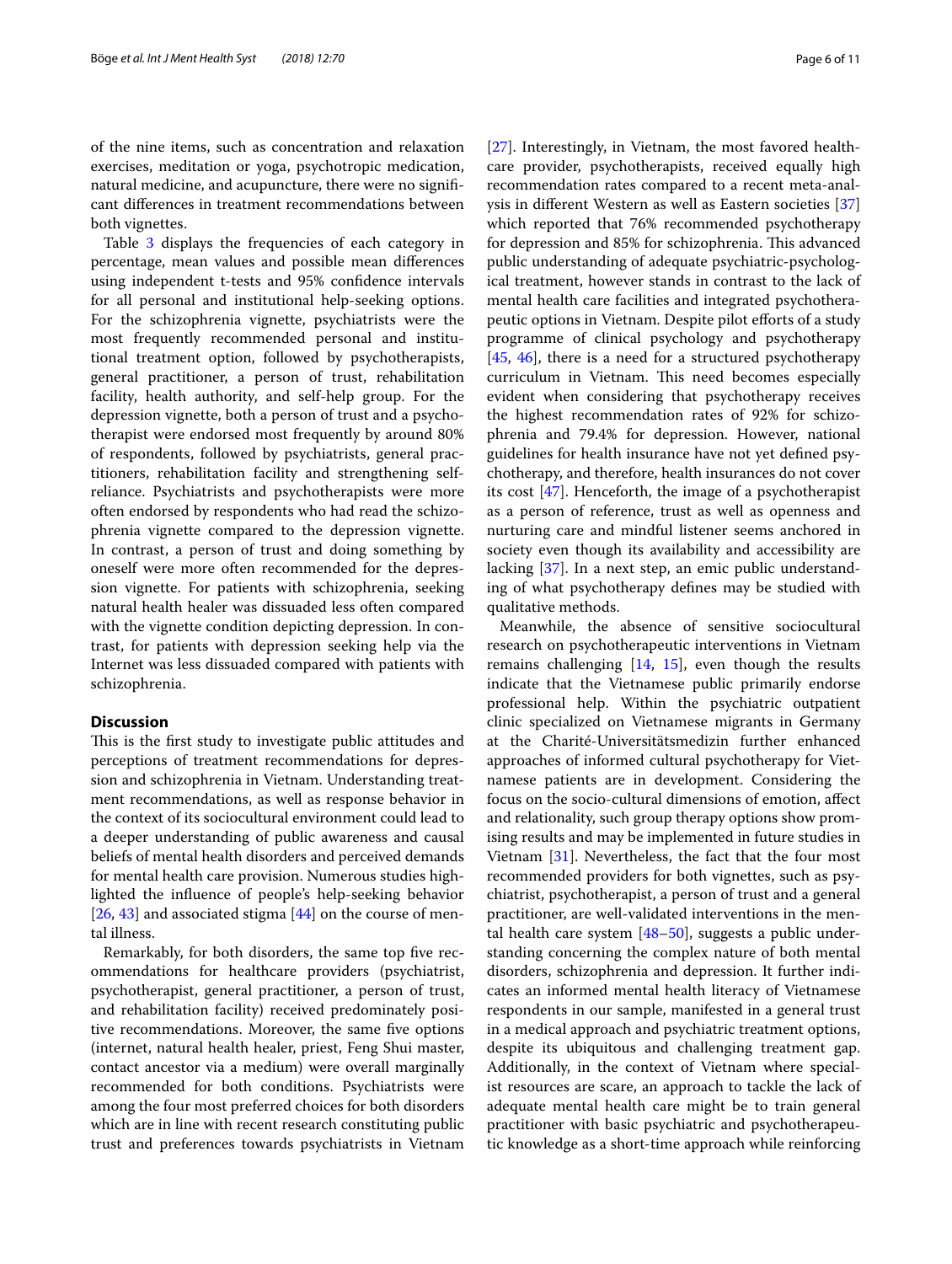of the nine items, such as concentration and relaxation exercises, meditation or yoga, psychotropic medication, natural medicine, and acupuncture, there were no significant differences in treatment recommendations between both vignettes.

Table 3 displays the frequencies of each category in percentage, mean values and possible mean differences using independent t-tests and 95% confidence intervals for all personal and institutional help-seeking options. For the schizophrenia vignette, psychiatrists were the most frequently recommended personal and institutional treatment option, followed by psychotherapists, general practitioner, a person of trust, rehabilitation facility, health authority, and self-help group. For the depression vignette, both a person of trust and a psychotherapist were endorsed most frequently by around 80% of respondents, followed by psychiatrists, general practitioners, rehabilitation facility and strengthening self-reliance. Psychiatrists and psychotherapists were more often endorsed by respondents who had read the schizophrenia vignette compared to the depression vignette. In contrast, a person of trust and doing something by oneself were more often recommended for the depression vignette. For patients with schizophrenia, seeking natural health healer was dissuaded less often compared with the vignette condition depicting depression. In contrast, for patients with depression seeking help via the Internet was less dissuaded compared with patients with schizophrenia.

## Discussion

This is the first study to investigate public attitudes and perceptions of treatment recommendations for depression and schizophrenia in Vietnam. Understanding treatment recommendations, as well as response behavior in the context of its sociocultural environment could lead to a deeper understanding of public awareness and causal beliefs of mental health disorders and perceived demands for mental health care provision. Numerous studies highlighted the influence of people's help-seeking behavior [26, 43] and associated stigma [44] on the course of mental illness.

Remarkably, for both disorders, the same top five recommendations for healthcare providers (psychiatrist, psychotherapist, general practitioner, a person of trust, and rehabilitation facility) received predominately positive recommendations. Moreover, the same five options (internet, natural health healer, priest, Feng Shui master, contact ancestor via a medium) were overall marginally recommended for both conditions. Psychiatrists were among the four most preferred choices for both disorders which are in line with recent research constituting public trust and preferences towards psychiatrists in Vietnam [27]. Interestingly, in Vietnam, the most favored healthcare provider, psychotherapists, received equally high recommendation rates compared to a recent meta-analysis in different Western as well as Eastern societies [37] which reported that 76% recommended psychotherapy for depression and 85% for schizophrenia. This advanced public understanding of adequate psychiatric-psychological treatment, however stands in contrast to the lack of mental health care facilities and integrated psychotherapeutic options in Vietnam. Despite pilot efforts of a study programme of clinical psychology and psychotherapy [45, 46], there is a need for a structured psychotherapy curriculum in Vietnam. This need becomes especially evident when considering that psychotherapy receives the highest recommendation rates of 92% for schizophrenia and 79.4% for depression. However, national guidelines for health insurance have not yet defined psychotherapy, and therefore, health insurances do not cover its cost [47]. Henceforth, the image of a psychotherapist as a person of reference, trust as well as openness and nurturing care and mindful listener seems anchored in society even though its availability and accessibility are lacking [37]. In a next step, an emic public understanding of what psychotherapy defines may be studied with qualitative methods.

Meanwhile, the absence of sensitive sociocultural research on psychotherapeutic interventions in Vietnam remains challenging [14, 15], even though the results indicate that the Vietnamese public primarily endorse professional help. Within the psychiatric outpatient clinic specialized on Vietnamese migrants in Germany at the Charité-Universitätsmedizin further enhanced approaches of informed cultural psychotherapy for Vietnamese patients are in development. Considering the focus on the socio-cultural dimensions of emotion, affect and relationality, such group therapy options show promising results and may be implemented in future studies in Vietnam [31]. Nevertheless, the fact that the four most recommended providers for both vignettes, such as psychiatrist, psychotherapist, a person of trust and a general practitioner, are well-validated interventions in the mental health care system [48–50], suggests a public understanding concerning the complex nature of both mental disorders, schizophrenia and depression. It further indicates an informed mental health literacy of Vietnamese respondents in our sample, manifested in a general trust in a medical approach and psychiatric treatment options, despite its ubiquitous and challenging treatment gap. Additionally, in the context of Vietnam where specialist resources are scare, an approach to tackle the lack of adequate mental health care might be to train general practitioner with basic psychiatric and psychotherapeutic knowledge as a short-time approach while reinforcing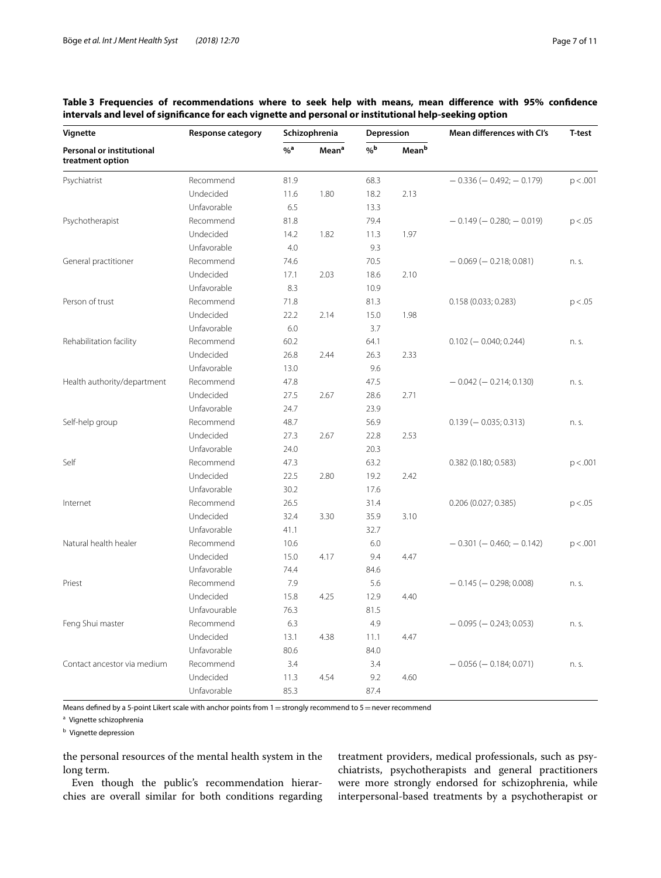**Table 3 Frequencies of recommendations where to seek help with means, mean difference with 95% confidence intervals and level of significance for each vignette and personal or institutional help-seeking option**

| Vignette | Response category | Schizophrenia | | Depression | | Mean differences with CI's | T-test |
|---|---|---|---|---|---|---|---|
| **Personal or institutional treatment option** | | %[a] | Mean[a] | %[b] | Mean[b] | | |
| Psychiatrist | Recommend | 81.9 | | 68.3 | | − 0.336 (− 0.492; − 0.179) | p < .001 |
| | Undecided | 11.6 | 1.80 | 18.2 | 2.13 | | |
| | Unfavorable | 6.5 | | 13.3 | | | |
| Psychotherapist | Recommend | 81.8 | | 79.4 | | − 0.149 (− 0.280; − 0.019) | p < .05 |
| | Undecided | 14.2 | 1.82 | 11.3 | 1.97 | | |
| | Unfavorable | 4.0 | | 9.3 | | | |
| General practitioner | Recommend | 74.6 | | 70.5 | | − 0.069 (− 0.218; 0.081) | n. s. |
| | Undecided | 17.1 | 2.03 | 18.6 | 2.10 | | |
| | Unfavorable | 8.3 | | 10.9 | | | |
| Person of trust | Recommend | 71.8 | | 81.3 | | 0.158 (0.033; 0.283) | p < .05 |
| | Undecided | 22.2 | 2.14 | 15.0 | 1.98 | | |
| | Unfavorable | 6.0 | | 3.7 | | | |
| Rehabilitation facility | Recommend | 60.2 | | 64.1 | | 0.102 (− 0.040; 0.244) | n. s. |
| | Undecided | 26.8 | 2.44 | 26.3 | 2.33 | | |
| | Unfavorable | 13.0 | | 9.6 | | | |
| Health authority/department | Recommend | 47.8 | | 47.5 | | − 0.042 (− 0.214; 0.130) | n. s. |
| | Undecided | 27.5 | 2.67 | 28.6 | 2.71 | | |
| | Unfavorable | 24.7 | | 23.9 | | | |
| Self-help group | Recommend | 48.7 | | 56.9 | | 0.139 (− 0.035; 0.313) | n. s. |
| | Undecided | 27.3 | 2.67 | 22.8 | 2.53 | | |
| | Unfavorable | 24.0 | | 20.3 | | | |
| Self | Recommend | 47.3 | | 63.2 | | 0.382 (0.180; 0.583) | p < .001 |
| | Undecided | 22.5 | 2.80 | 19.2 | 2.42 | | |
| | Unfavorable | 30.2 | | 17.6 | | | |
| Internet | Recommend | 26.5 | | 31.4 | | 0.206 (0.027; 0.385) | p < .05 |
| | Undecided | 32.4 | 3.30 | 35.9 | 3.10 | | |
| | Unfavorable | 41.1 | | 32.7 | | | |
| Natural health healer | Recommend | 10.6 | | 6.0 | | − 0.301 (− 0.460; − 0.142) | p < .001 |
| | Undecided | 15.0 | 4.17 | 9.4 | 4.47 | | |
| | Unfavorable | 74.4 | | 84.6 | | | |
| Priest | Recommend | 7.9 | | 5.6 | | − 0.145 (− 0.298; 0.008) | n. s. |
| | Undecided | 15.8 | 4.25 | 12.9 | 4.40 | | |
| | Unfavourable | 76.3 | | 81.5 | | | |
| Feng Shui master | Recommend | 6.3 | | 4.9 | | − 0.095 (− 0.243; 0.053) | n. s. |
| | Undecided | 13.1 | 4.38 | 11.1 | 4.47 | | |
| | Unfavorable | 80.6 | | 84.0 | | | |
| Contact ancestor via medium | Recommend | 3.4 | | 3.4 | | − 0.056 (− 0.184; 0.071) | n. s. |
| | Undecided | 11.3 | 4.54 | 9.2 | 4.60 | | |
| | Unfavorable | 85.3 | | 87.4 | | | |

Means defined by a 5-point Likert scale with anchor points from 1 = strongly recommend to 5 = never recommend

[a] Vignette schizophrenia

[b] Vignette depression

the personal resources of the mental health system in the long term.

Even though the public's recommendation hierarchies are overall similar for both conditions regarding treatment providers, medical professionals, such as psychiatrists, psychotherapists and general practitioners were more strongly endorsed for schizophrenia, while interpersonal-based treatments by a psychotherapist or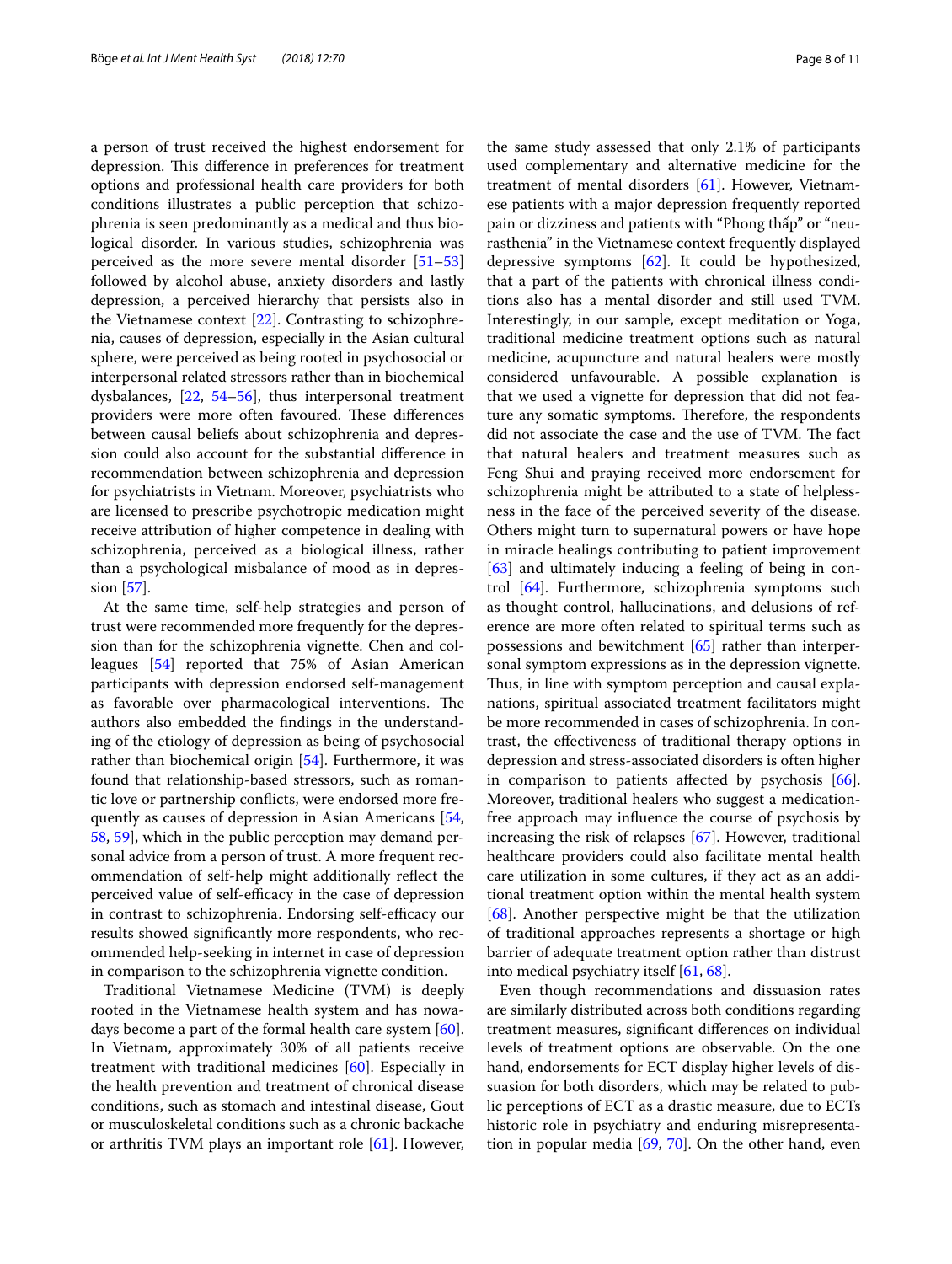a person of trust received the highest endorsement for depression. This difference in preferences for treatment options and professional health care providers for both conditions illustrates a public perception that schizophrenia is seen predominantly as a medical and thus biological disorder. In various studies, schizophrenia was perceived as the more severe mental disorder [51–53] followed by alcohol abuse, anxiety disorders and lastly depression, a perceived hierarchy that persists also in the Vietnamese context [22]. Contrasting to schizophrenia, causes of depression, especially in the Asian cultural sphere, were perceived as being rooted in psychosocial or interpersonal related stressors rather than in biochemical dysbalances, [22, 54–56], thus interpersonal treatment providers were more often favoured. These differences between causal beliefs about schizophrenia and depression could also account for the substantial difference in recommendation between schizophrenia and depression for psychiatrists in Vietnam. Moreover, psychiatrists who are licensed to prescribe psychotropic medication might receive attribution of higher competence in dealing with schizophrenia, perceived as a biological illness, rather than a psychological misbalance of mood as in depression [57].

At the same time, self-help strategies and person of trust were recommended more frequently for the depression than for the schizophrenia vignette. Chen and colleagues [54] reported that 75% of Asian American participants with depression endorsed self-management as favorable over pharmacological interventions. The authors also embedded the findings in the understanding of the etiology of depression as being of psychosocial rather than biochemical origin [54]. Furthermore, it was found that relationship-based stressors, such as romantic love or partnership conflicts, were endorsed more frequently as causes of depression in Asian Americans [54, 58, 59], which in the public perception may demand personal advice from a person of trust. A more frequent recommendation of self-help might additionally reflect the perceived value of self-efficacy in the case of depression in contrast to schizophrenia. Endorsing self-efficacy our results showed significantly more respondents, who recommended help-seeking in internet in case of depression in comparison to the schizophrenia vignette condition.

Traditional Vietnamese Medicine (TVM) is deeply rooted in the Vietnamese health system and has nowadays become a part of the formal health care system [60]. In Vietnam, approximately 30% of all patients receive treatment with traditional medicines [60]. Especially in the health prevention and treatment of chronical disease conditions, such as stomach and intestinal disease, Gout or musculoskeletal conditions such as a chronic backache or arthritis TVM plays an important role [61]. However, the same study assessed that only 2.1% of participants used complementary and alternative medicine for the treatment of mental disorders [61]. However, Vietnamese patients with a major depression frequently reported pain or dizziness and patients with "Phong thấp" or "neurasthenia" in the Vietnamese context frequently displayed depressive symptoms [62]. It could be hypothesized, that a part of the patients with chronical illness conditions also has a mental disorder and still used TVM. Interestingly, in our sample, except meditation or Yoga, traditional medicine treatment options such as natural medicine, acupuncture and natural healers were mostly considered unfavourable. A possible explanation is that we used a vignette for depression that did not feature any somatic symptoms. Therefore, the respondents did not associate the case and the use of TVM. The fact that natural healers and treatment measures such as Feng Shui and praying received more endorsement for schizophrenia might be attributed to a state of helplessness in the face of the perceived severity of the disease. Others might turn to supernatural powers or have hope in miracle healings contributing to patient improvement [63] and ultimately inducing a feeling of being in control [64]. Furthermore, schizophrenia symptoms such as thought control, hallucinations, and delusions of reference are more often related to spiritual terms such as possessions and bewitchment [65] rather than interpersonal symptom expressions as in the depression vignette. Thus, in line with symptom perception and causal explanations, spiritual associated treatment facilitators might be more recommended in cases of schizophrenia. In contrast, the effectiveness of traditional therapy options in depression and stress-associated disorders is often higher in comparison to patients affected by psychosis [66]. Moreover, traditional healers who suggest a medication-free approach may influence the course of psychosis by increasing the risk of relapses [67]. However, traditional healthcare providers could also facilitate mental health care utilization in some cultures, if they act as an additional treatment option within the mental health system [68]. Another perspective might be that the utilization of traditional approaches represents a shortage or high barrier of adequate treatment option rather than distrust into medical psychiatry itself [61, 68].

Even though recommendations and dissuasion rates are similarly distributed across both conditions regarding treatment measures, significant differences on individual levels of treatment options are observable. On the one hand, endorsements for ECT display higher levels of dissuasion for both disorders, which may be related to public perceptions of ECT as a drastic measure, due to ECTs historic role in psychiatry and enduring misrepresentation in popular media [69, 70]. On the other hand, even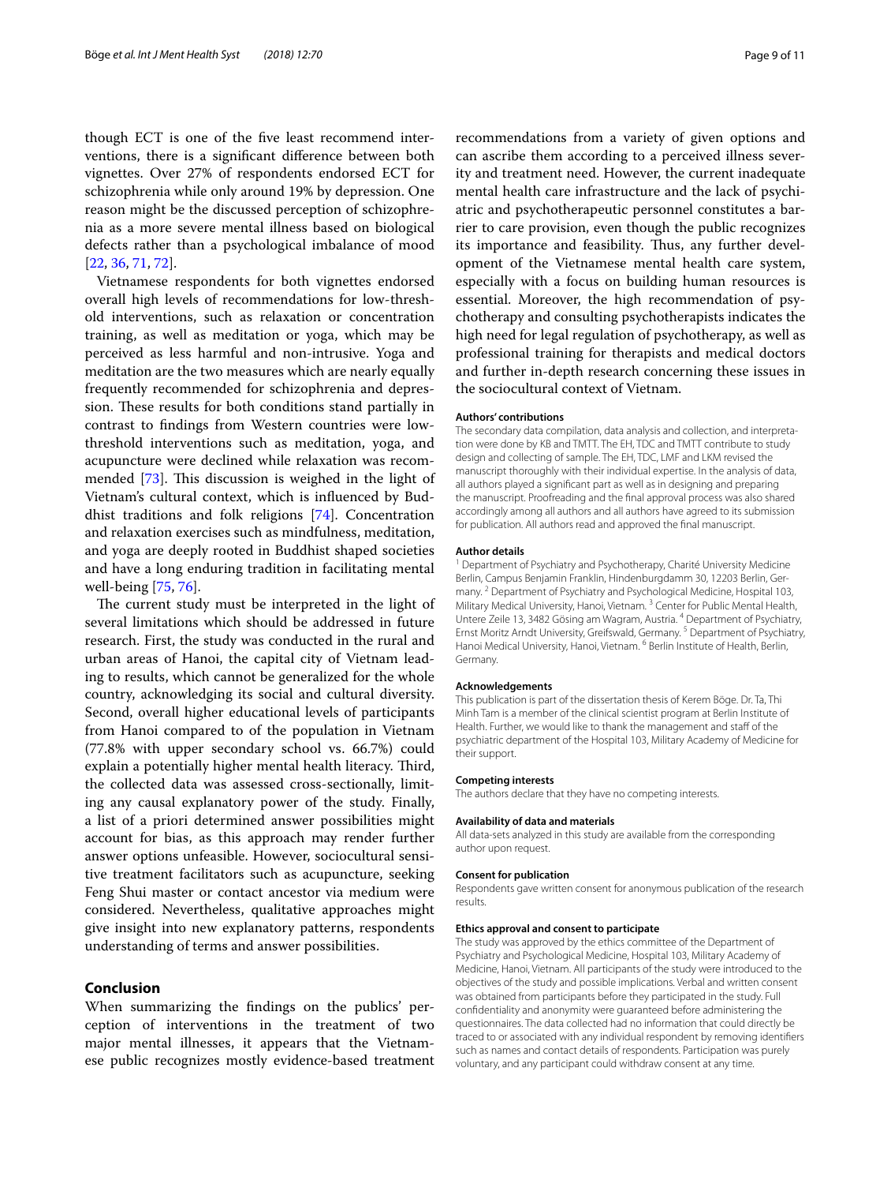though ECT is one of the five least recommend interventions, there is a significant difference between both vignettes. Over 27% of respondents endorsed ECT for schizophrenia while only around 19% by depression. One reason might be the discussed perception of schizophrenia as a more severe mental illness based on biological defects rather than a psychological imbalance of mood [22, 36, 71, 72].

Vietnamese respondents for both vignettes endorsed overall high levels of recommendations for low-threshold interventions, such as relaxation or concentration training, as well as meditation or yoga, which may be perceived as less harmful and non-intrusive. Yoga and meditation are the two measures which are nearly equally frequently recommended for schizophrenia and depression. These results for both conditions stand partially in contrast to findings from Western countries where low-threshold interventions such as meditation, yoga, and acupuncture were declined while relaxation was recommended [73]. This discussion is weighed in the light of Vietnam's cultural context, which is influenced by Buddhist traditions and folk religions [74]. Concentration and relaxation exercises such as mindfulness, meditation, and yoga are deeply rooted in Buddhist shaped societies and have a long enduring tradition in facilitating mental well-being [75, 76].

The current study must be interpreted in the light of several limitations which should be addressed in future research. First, the study was conducted in the rural and urban areas of Hanoi, the capital city of Vietnam leading to results, which cannot be generalized for the whole country, acknowledging its social and cultural diversity. Second, overall higher educational levels of participants from Hanoi compared to of the population in Vietnam (77.8% with upper secondary school vs. 66.7%) could explain a potentially higher mental health literacy. Third, the collected data was assessed cross-sectionally, limiting any causal explanatory power of the study. Finally, a list of a priori determined answer possibilities might account for bias, as this approach may render further answer options unfeasible. However, sociocultural sensitive treatment facilitators such as acupuncture, seeking Feng Shui master or contact ancestor via medium were considered. Nevertheless, qualitative approaches might give insight into new explanatory patterns, respondents understanding of terms and answer possibilities.

## Conclusion

When summarizing the findings on the publics' perception of interventions in the treatment of two major mental illnesses, it appears that the Vietnamese public recognizes mostly evidence-based treatment recommendations from a variety of given options and can ascribe them according to a perceived illness severity and treatment need. However, the current inadequate mental health care infrastructure and the lack of psychiatric and psychotherapeutic personnel constitutes a barrier to care provision, even though the public recognizes its importance and feasibility. Thus, any further development of the Vietnamese mental health care system, especially with a focus on building human resources is essential. Moreover, the high recommendation of psychotherapy and consulting psychotherapists indicates the high need for legal regulation of psychotherapy, as well as professional training for therapists and medical doctors and further in-depth research concerning these issues in the sociocultural context of Vietnam.

#### Authors' contributions

The secondary data compilation, data analysis and collection, and interpretation were done by KB and TMTT. The EH, TDC and TMTT contribute to study design and collecting of sample. The EH, TDC, LMF and LKM revised the manuscript thoroughly with their individual expertise. In the analysis of data, all authors played a significant part as well as in designing and preparing the manuscript. Proofreading and the final approval process was also shared accordingly among all authors and all authors have agreed to its submission for publication. All authors read and approved the final manuscript.

#### Author details

[1] Department of Psychiatry and Psychotherapy, Charité University Medicine Berlin, Campus Benjamin Franklin, Hindenburgdamm 30, 12203 Berlin, Germany. [2] Department of Psychiatry and Psychological Medicine, Hospital 103, Military Medical University, Hanoi, Vietnam. [3] Center for Public Mental Health, Untere Zeile 13, 3482 Gösing am Wagram, Austria. [4] Department of Psychiatry, Ernst Moritz Arndt University, Greifswald, Germany. [5] Department of Psychiatry, Hanoi Medical University, Hanoi, Vietnam. [6] Berlin Institute of Health, Berlin, Germany.

#### Acknowledgements

This publication is part of the dissertation thesis of Kerem Böge. Dr. Ta, Thi Minh Tam is a member of the clinical scientist program at Berlin Institute of Health. Further, we would like to thank the management and staff of the psychiatric department of the Hospital 103, Military Academy of Medicine for their support.

#### Competing interests

The authors declare that they have no competing interests.

#### Availability of data and materials

All data-sets analyzed in this study are available from the corresponding author upon request.

#### Consent for publication

Respondents gave written consent for anonymous publication of the research results.

#### Ethics approval and consent to participate

The study was approved by the ethics committee of the Department of Psychiatry and Psychological Medicine, Hospital 103, Military Academy of Medicine, Hanoi, Vietnam. All participants of the study were introduced to the objectives of the study and possible implications. Verbal and written consent was obtained from participants before they participated in the study. Full confidentiality and anonymity were guaranteed before administering the questionnaires. The data collected had no information that could directly be traced to or associated with any individual respondent by removing identifiers such as names and contact details of respondents. Participation was purely voluntary, and any participant could withdraw consent at any time.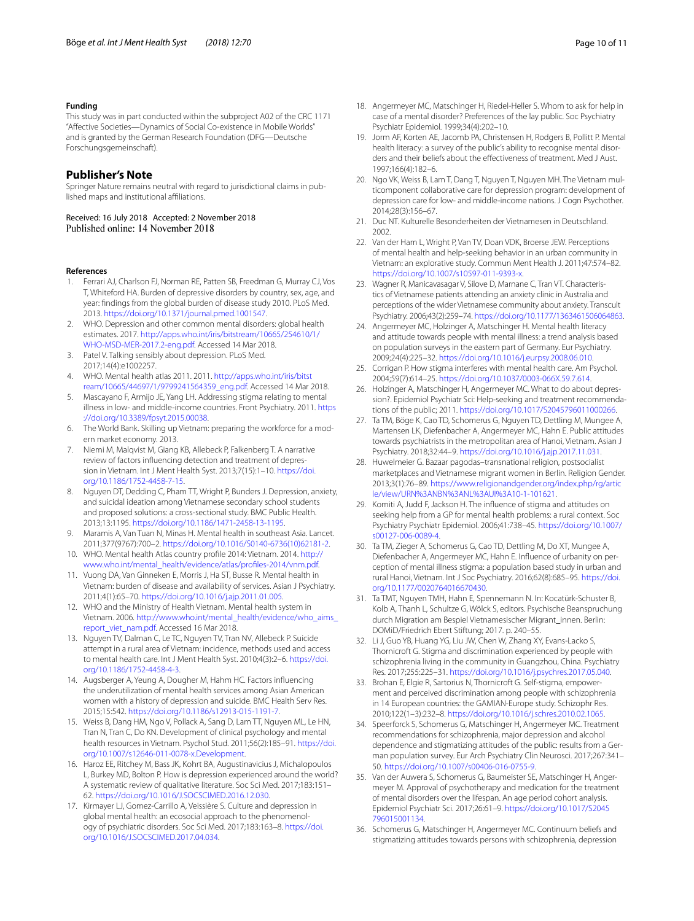### Funding

This study was in part conducted within the subproject A02 of the CRC 1171 "Affective Societies—Dynamics of Social Co-existence in Mobile Worlds" and is granted by the German Research Foundation (DFG—Deutsche Forschungsgemeinschaft).

## Publisher's Note

Springer Nature remains neutral with regard to jurisdictional claims in published maps and institutional affiliations.

Received: 16 July 2018 Accepted: 2 November 2018
Published online: 14 November 2018

### References

1. Ferrari AJ, Charlson FJ, Norman RE, Patten SB, Freedman G, Murray CJ, Vos T, Whiteford HA. Burden of depressive disorders by country, sex, age, and year: findings from the global burden of disease study 2010. PLoS Med. 2013. https://doi.org/10.1371/journal.pmed.1001547.
2. WHO. Depression and other common mental disorders: global health estimates. 2017. http://apps.who.int/iris/bitstream/10665/254610/1/WHO-MSD-MER-2017.2-eng.pdf. Accessed 14 Mar 2018.
3. Patel V. Talking sensibly about depression. PLoS Med. 2017;14(4):e1002257.
4. WHO. Mental health atlas 2011. 2011. http://apps.who.int/iris/bitstream/10665/44697/1/9799241564359_eng.pdf. Accessed 14 Mar 2018.
5. Mascayano F, Armijo JE, Yang LH. Addressing stigma relating to mental illness in low- and middle-income countries. Front Psychiatry. 2011. https://doi.org/10.3389/fpsyt.2015.00038.
6. The World Bank. Skilling up Vietnam: preparing the workforce for a modern market economy. 2013.
7. Niemi M, Malqvist M, Giang KB, Allebeck P, Falkenberg T. A narrative review of factors influencing detection and treatment of depression in Vietnam. Int J Ment Health Syst. 2013;7(15):1–10. https://doi.org/10.1186/1752-4458-7-15.
8. Nguyen DT, Dedding C, Pham TT, Wright P, Bunders J. Depression, anxiety, and suicidal ideation among Vietnamese secondary school students and proposed solutions: a cross-sectional study. BMC Public Health. 2013;13:1195. https://doi.org/10.1186/1471-2458-13-1195.
9. Maramis A, Van Tuan N, Minas H. Mental health in southeast Asia. Lancet. 2011;377(9767):700–2. https://doi.org/10.1016/S0140-6736(10)62181-2.
10. WHO. Mental health Atlas country profile 2014: Vietnam. 2014. http://www.who.int/mental_health/evidence/atlas/profiles-2014/vnm.pdf.
11. Vuong DA, Van Ginneken E, Morris J, Ha ST, Busse R. Mental health in Vietnam: burden of disease and availability of services. Asian J Psychiatry. 2011;4(1):65–70. https://doi.org/10.1016/j.ajp.2011.01.005.
12. WHO and the Ministry of Health Vietnam. Mental health system in Vietnam. 2006. http://www.who.int/mental_health/evidence/who_aims_report_viet_nam.pdf. Accessed 16 Mar 2018.
13. Nguyen TV, Dalman C, Le TC, Nguyen TV, Tran NV, Allebeck P. Suicide attempt in a rural area of Vietnam: incidence, methods used and access to mental health care. Int J Ment Health Syst. 2010;4(3):2–6. https://doi.org/10.1186/1752-4458-4-3.
14. Augsberger A, Yeung A, Dougher M, Hahm HC. Factors influencing the underutilization of mental health services among Asian American women with a history of depression and suicide. BMC Health Serv Res. 2015;15:542. https://doi.org/10.1186/s12913-015-1191-7.
15. Weiss B, Dang HM, Ngo V, Pollack A, Sang D, Lam TT, Nguyen ML, Le HN, Tran N, Tran C, Do KN. Development of clinical psychology and mental health resources in Vietnam. Psychol Stud. 2011;56(2):185–91. https://doi.org/10.1007/s12646-011-0078-x.Development.
16. Haroz EE, Ritchey M, Bass JK, Kohrt BA, Augustinavicius J, Michalopoulos L, Burkey MD, Bolton P. How is depression experienced around the world? A systematic review of qualitative literature. Soc Sci Med. 2017;183:151–62. https://doi.org/10.1016/J.SOCSCIMED.2016.12.030.
17. Kirmayer LJ, Gomez-Carrillo A, Veissière S. Culture and depression in global mental health: an ecosocial approach to the phenomenology of psychiatric disorders. Soc Sci Med. 2017;183:163–8. https://doi.org/10.1016/J.SOCSCIMED.2017.04.034.
18. Angermeyer MC, Matschinger H, Riedel-Heller S. Whom to ask for help in case of a mental disorder? Preferences of the lay public. Soc Psychiatry Psychiatr Epidemiol. 1999;34(4):202–10.
19. Jorm AF, Korten AE, Jacomb PA, Christensen H, Rodgers B, Pollitt P. Mental health literacy: a survey of the public's ability to recognise mental disorders and their beliefs about the effectiveness of treatment. Med J Aust. 1997;166(4):182–6.
20. Ngo VK, Weiss B, Lam T, Dang T, Nguyen T, Nguyen MH. The Vietnam multicomponent collaborative care for depression program: development of depression care for low- and middle-income nations. J Cogn Psychother. 2014;28(3):156–67.
21. Duc NT. Kulturelle Besonderheiten der Vietnamesen in Deutschland. 2002.
22. Van der Ham L, Wright P, Van TV, Doan VDK, Broerse JEW. Perceptions of mental health and help-seeking behavior in an urban community in Vietnam: an explorative study. Commun Ment Health J. 2011;47:574–82. https://doi.org/10.1007/s10597-011-9393-x.
23. Wagner R, Manicavasagar V, Silove D, Marnane C, Tran VT. Characteristics of Vietnamese patients attending an anxiety clinic in Australia and perceptions of the wider Vietnamese community about anxiety. Transcult Psychiatry. 2006;43(2):259–74. https://doi.org/10.1177/1363461506064863.
24. Angermeyer MC, Holzinger A, Matschinger H. Mental health literacy and attitude towards people with mental illness: a trend analysis based on population surveys in the eastern part of Germany. Eur Psychiatry. 2009;24(4):225–32. https://doi.org/10.1016/j.eurpsy.2008.06.010.
25. Corrigan P. How stigma interferes with mental health care. Am Psychol. 2004;59(7):614–25. https://doi.org/10.1037/0003-066X.59.7.614.
26. Holzinger A, Matschinger H, Angermeyer MC. What to do about depression? Epidemiol Psychiatr Sci: Help-seeking and treatment recommendations of the public; 2011. https://doi.org/10.1017/S2045796011000266.
27. Ta TM, Böge K, Cao TD, Schomerus G, Nguyen TD, Dettling M, Mungee A, Martensen LK, Diefenbacher A, Angermeyer MC, Hahn E. Public attitudes towards psychiatrists in the metropolitan area of Hanoi, Vietnam. Asian J Psychiatry. 2018;32:44–9. https://doi.org/10.1016/j.ajp.2017.11.031.
28. Huwelmeier G. Bazaar pagodas–transnational religion, postsocialist marketplaces and Vietnamese migrant women in Berlin. Religion Gender. 2013;3(1):76–89. https://www.religionandgender.org/index.php/rg/article/view/URN%3ANBN%3ANL%3AUI%3A10-1-101621.
29. Komiti A, Judd F, Jackson H. The influence of stigma and attitudes on seeking help from a GP for mental health problems: a rural context. Soc Psychiatry Psychiatr Epidemiol. 2006;41:738–45. https://doi.org/10.1007/s00127-006-0089-4.
30. Ta TM, Zieger A, Schomerus G, Cao TD, Dettling M, Do XT, Mungee A, Diefenbacher A, Angermeyer MC, Hahn E. Influence of urbanity on perception of mental illness stigma: a population based study in urban and rural Hanoi, Vietnam. Int J Soc Psychiatry. 2016;62(8):685–95. https://doi.org/10.1177/0020764016670430.
31. Ta TMT, Nguyen TMH, Hahn E, Spennemann N. In: Kocatürk-Schuster B, Kolb A, Thanh L, Schultze G, Wölck S, editors. Psychische Beanspruchung durch Migration am Bespiel Vietnamesischer Migrant_innen. Berlin: DOMiD/Friedrich Ebert Stiftung; 2017. p. 240–55.
32. Li J, Guo YB, Huang YG, Liu JW, Chen W, Zhang XY, Evans-Lacko S, Thornicroft G. Stigma and discrimination experienced by people with schizophrenia living in the community in Guangzhou, China. Psychiatry Res. 2017;255:225–31. https://doi.org/10.1016/j.psychres.2017.05.040.
33. Brohan E, Elgie R, Sartorius N, Thornicroft G. Self-stigma, empowerment and perceived discrimination among people with schizophrenia in 14 European countries: the GAMIAN-Europe study. Schizophr Res. 2010;122(1–3):232–8. https://doi.org/10.1016/j.schres.2010.02.1065.
34. Speerforck S, Schomerus G, Matschinger H, Angermeyer MC. Treatment recommendations for schizophrenia, major depression and alcohol dependence and stigmatizing attitudes of the public: results from a German population survey. Eur Arch Psychiatry Clin Neurosci. 2017;267:341–50. https://doi.org/10.1007/s00406-016-0755-9.
35. Van der Auwera S, Schomerus G, Baumeister SE, Matschinger H, Angermeyer M. Approval of psychotherapy and medication for the treatment of mental disorders over the lifespan. An age period cohort analysis. Epidemiol Psychiatr Sci. 2017;26:61–9. https://doi.org/10.1017/S2045796015001134.
36. Schomerus G, Matschinger H, Angermeyer MC. Continuum beliefs and stigmatizing attitudes towards persons with schizophrenia, depression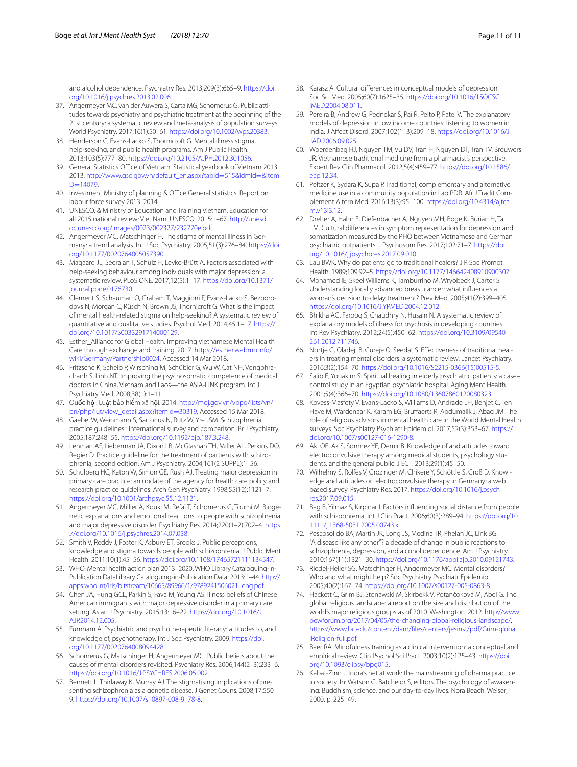and alcohol dependence. Psychiatry Res. 2013;209(3):665–9. https://doi.org/10.1016/j.psychres.2013.02.006.

37. Angermeyer MC, van der Auwera S, Carta MG, Schomerus G. Public attitudes towards psychiatry and psychiatric treatment at the beginning of the 21st century: a systematic review and meta-analysis of population surveys. World Psychiatry. 2017;16(1):50–61. https://doi.org/10.1002/wps.20383.
38. Henderson C, Evans-Lacko S, Thornicroft G. Mental illness stigma, help-seeking, and public health programs. Am J Public Health. 2013;103(5):777–80. https://doi.org/10.2105/AJPH.2012.301056.
39. General Statistics Office of Vietnam. Statistical yearbook of Vietnam 2013. 2013. http://www.gso.gov.vn/default_en.aspx?tabid=515&idmid=&ItemID=14079.
40. Investment Ministry of planning & Office General statistics. Report on labour force survey 2013. 2014.
41. UNESCO, & Ministry of Education and Training Vietnam. Education for all 2015 national review: Viet Nam. UNESCO. 2015:1–67. http://unesdoc.unesco.org/images/0023/002327/232770e.pdf.
42. Angermeyer MC, Matschinger H. The stigma of mental illness in Germany: a trend analysis. Int J Soc Psychiatry. 2005;51(3):276–84. https://doi.org/10.1177/0020764005057390.
43. Magaard JL, Seeralan T, Schulz H, Levke-Brütt A. Factors associated with help-seeking behaviour among individuals with major depression: a systematic review. PLoS ONE. 2017;12(5):1–17. https://doi.org/10.1371/journal.pone.0176730.
44. Clement S, Schauman O, Graham T, Maggioni F, Evans-Lacko S, Bezborodovs N, Morgan C, Rüsch N, Brown JS, Thornicroft G. What is the impact of mental health-related stigma on help-seeking? A systematic review of quantitative and qualitative studies. Psychol Med. 2014;45:1–17. https://doi.org/10.1017/S0033291714000129.
45. Esther_Alliance for Global Health. Improving Vietnamese Mental Health Care through exchange and training. 2017. https://esther.webmo.info/wiki/Germany/Partnership0024. Accessed 14 Mar 2018.
46. Fritzsche K, Scheib P, Wirsching M, Schübler G, Wu W, Cat NH, Vongphrachanh S, Linh NT. Improving the psychosomatic competence of medical doctors in China, Vietnam and Laos—the ASIA-LINK program. Int J Psychiatry Med. 2008;38(1):1–11.
47. Quốc hội. Luật bảo hiểm xã hội. 2014. http://moj.gov.vn/vbpq/lists/vn/bn/php/lut/view_detail.aspx?itemid=30319. Accessed 15 Mar 2018.
48. Gaebel W, Weinmann S, Sartorius N, Rutz W, Yre JSM. Schizophrenia practice guidelines : international survey and comparison. Br J Psychiatry. 2005;187:248–55. https://doi.org/10.1192/bjp.187.3.248.
49. Lehman AF, Lieberman JA, Dixon LB, McGlashan TH, Miller AL, Perkins DO, Regier D. Practice guideline for the treatment of partients with schizophrenia, second edition. Am J Psychiatry. 2004;161(2 SUPPL):1–56.
50. Schulberg HC, Katon W, Simon GE, Rush AJ. Treating major depression in primary care practice: an update of the agency for health care policy and research practice guidelines. Arch Gen Psychiatry. 1998;55(12):1121–7. https://doi.org/10.1001/archpsyc.55.12.1121.
51. Angermeyer MC, Millier A, Kouki M, Refaï T, Schomerus G, Toumi M. Biogenetic explanations and emotional reactions to people with schizophrenia and major depressive disorder. Psychiatry Res. 2014;220(1–2):702–4. https://doi.org/10.1016/j.psychres.2014.07.038.
52. Smith V, Reddy J, Foster K, Asbury ET, Brooks J. Public perceptions, knowledge and stigma towards people with schizophrenia. J Public Ment Health. 2011;10(1):45–56. https://doi.org/10.1108/17465721111134547.
53. WHO. Mental health action plan 2013–2020. WHO Library Cataloguing-in-Publication DataLibrary Cataloguing-in-Publication Data. 2013:1–44. http://apps.who.int/iris/bitstream/10665/89966/1/9789241506021_eng.pdf.
54. Chen JA, Hung GCL, Parkin S, Fava M, Yeung AS. Illness beliefs of Chinese American immigrants with major depressive disorder in a primary care setting. Asian J Psychiatry. 2015;13:16–22. https://doi.org/10.1016/J.AJP.2014.12.005.
55. Furnham A. Psychiatric and psychotherapeutic literacy: attitudes to, and knowledge of, psychotherapy. Int J Soc Psychiatry. 2009. https://doi.org/10.1177/0020764008094428.
56. Schomerus G, Matschinger H, Angermeyer MC. Public beliefs about the causes of mental disorders revisited. Psychiatry Res. 2006;144(2–3):233–6. https://doi.org/10.1016/J.PSYCHRES.2006.05.002.
57. Bennett L, Thirlaway K, Murray AJ. The stigmatising implications of presenting schizophrenia as a genetic disease. J Genet Couns. 2008;17:550–9. https://doi.org/10.1007/s10897-008-9178-8.
58. Karasz A. Cultural differences in conceptual models of depression. Soc Sci Med. 2005;60(7):1625–35. https://doi.org/10.1016/J.SOCSCIMED.2004.08.011.
59. Pereira B, Andrew G, Pednekar S, Pai R, Pelto P, Patel V. The explanatory models of depression in low income countries: listening to women in India. J Affect Disord. 2007;102(1–3):209–18. https://doi.org/10.1016/J.JAD.2006.09.025.
60. Woerdenbag HJ, Nguyen TM, Vu DV, Tran H, Nguyen DT, Tran TV, Brouwers JR. Vietnamese traditional medicine from a pharmacist's perspective. Expert Rev Clin Pharmacol. 2012;5(4):459–77. https://doi.org/10.1586/ecp.12.34.
61. Peltzer K, Sydara K, Supa P. Traditional, complementary and alternative medicine use in a community population in Lao PDR. Afr J Tradit Complement Altern Med. 2016;13(3):95–100. https://doi.org/10.4314/ajtcam.v13i3.12.
62. Dreher A, Hahn E, Diefenbacher A, Nguyen MH, Böge K, Burian H, Ta TM. Cultural differences in symptom representation for depression and somatization measured by the PHQ between Vietnamese and German psychiatric outpatients. J Psychosom Res. 2017;102:71–7. https://doi.org/10.1016/j.jpsychores.2017.09.010.
63. Lau BWK. Why do patients go to traditional healers? J R Soc Promot Health. 1989;109:92–5. https://doi.org/10.1177/146642408910900307.
64. Mohamed IE, Skeel Williams K, Tamburrino M, Wryobeck J, Carter S. Understanding locally advanced breast cancer: what influences a woman's decision to delay treatment? Prev Med. 2005;41(2):399–405. https://doi.org/10.1016/J.YPMED.2004.12.012.
65. Bhikha AG, Farooq S, Chaudhry N, Husain N. A systematic review of explanatory models of illness for psychosis in developing countries. Int Rev Psychiatry. 2012;24(5):450–62. https://doi.org/10.3109/09540261.2012.711746.
66. Nortje G, Oladeji B, Gureje O, Seedat S. Effectiveness of traditional healers in treating mental disorders: a systematic review. Lancet Psychiatry. 2016;3(2):154–70. https://doi.org/10.1016/S2215-0366(15)00515-5.
67. Salib E, Youakim S. Spiritual healing in elderly psychiatric patients: a case–control study in an Egyptian psychiatric hospital. Aging Ment Health. 2001;5(4):366–70. https://doi.org/10.1080/13607860120080323.
68. Kovess-Masfety V, Evans-Lacko S, Williams D, Andrade LH, Benjet C, Ten Have M, Wardenaar K, Karam EG, Bruffaerts R, Abdumalik J, Abad JM. The role of religious advisors in mental health care in the World Mental Health surveys. Soc Psychiatry Psychiatr Epidemiol. 2017;52(3):353–67. https://doi.org/10.1007/s00127-016-1290-8.
69. Aki OE, Ak S, Sonmez YE, Demir B. Knowledge of and attitudes toward electroconvulsive therapy among medical students, psychology students, and the general public. J ECT. 2013;29(1):45–50.
70. Wilhelmy S, Rolfes V, Grözinger M, Chikere Y, Schöttle S, Groß D. Knowledge and attitudes on electroconvulsive therapy in Germany: a web based survey. Psychiatry Res. 2017. https://doi.org/10.1016/j.psychres.2017.09.015.
71. Bag B, Yilmaz S, Kirpinar I. Factors influencing social distance from people with schizophrenia. Int J Clin Pract. 2006;60(3):289–94. https://doi.org/10.1111/j.1368-5031.2005.00743.x.
72. Pescosolido BA, Martin JK, Long JS, Medina TR, Phelan JC, Link BG. "A disease like any other"? a decade of change in public reactions to schizophrenia, depression, and alcohol dependence. Am J Psychiatry. 2010;167(11):1321–30. https://doi.org/10.1176/appi.ajp.2010.09121743.
73. Riedel-Heller SG, Matschinger H, Angermeyer MC. Mental disorders? Who and what might help? Soc Psychiatry Psychiatr Epidemiol. 2005;40(2):167–74. https://doi.org/10.1007/s00127-005-0863-8.
74. Hackett C, Grim BJ, Stonawski M, Skirbekk V, Potančoková M, Abel G. The global religious landscape: a report on the size and distribution of the world's major religious groups as of 2010. Washington. 2012. http://www.pewforum.org/2017/04/05/the-changing-global-religious-landscape/. https://www.bc.edu/content/dam/files/centers/jesinst/pdf/Grim-globalReligion-full.pdf.
75. Baer RA. Mindfulness training as a clinical intervention: a conceptual and empirical review. Clin Psychol Sci Pract. 2003;10(2):125–43. https://doi.org/10.1093/clipsy/bpg015.
76. Kabat-Zinn J. Indra's net at work: the mainstreaming of dharma practice in society. In: Watson G, Batchelor S, editors. The psychology of awakening: Buddhism, science, and our day-to-day lives. Nora Beach: Weiser; 2000. p. 225–49.